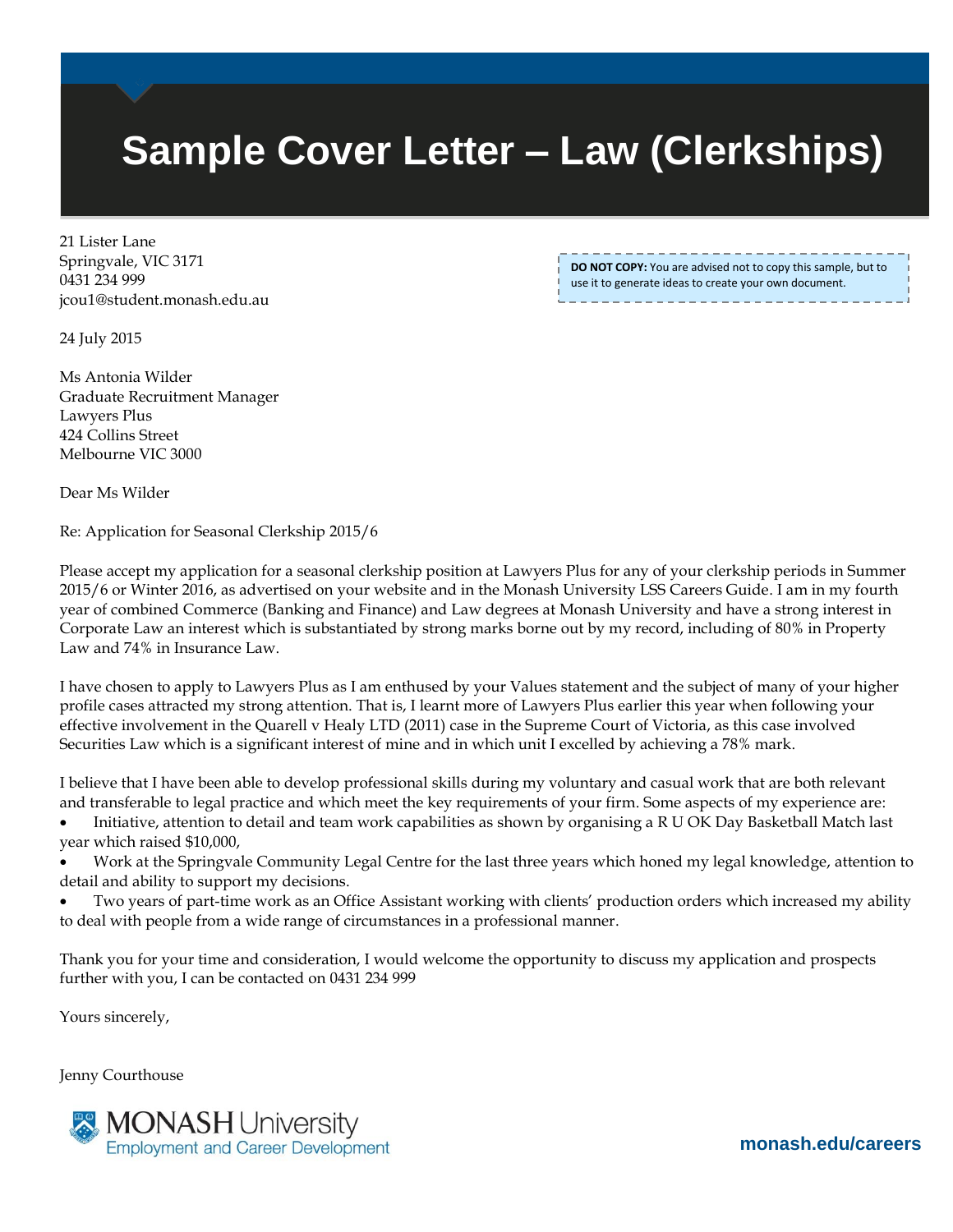# Sample Cover Letter – Law (Clerkships)

21 Lister Lane
Springvale, VIC 3171
0431 234 999
jcou1@student.monash.edu.au

**DO NOT COPY:** You are advised not to copy this sample, but to use it to generate ideas to create your own document.

24 July 2015

Ms Antonia Wilder
Graduate Recruitment Manager
Lawyers Plus
424 Collins Street
Melbourne VIC 3000

Dear Ms Wilder

Re: Application for Seasonal Clerkship 2015/6

Please accept my application for a seasonal clerkship position at Lawyers Plus for any of your clerkship periods in Summer 2015/6 or Winter 2016, as advertised on your website and in the Monash University LSS Careers Guide. I am in my fourth year of combined Commerce (Banking and Finance) and Law degrees at Monash University and have a strong interest in Corporate Law an interest which is substantiated by strong marks borne out by my record, including of 80% in Property Law and 74% in Insurance Law.

I have chosen to apply to Lawyers Plus as I am enthused by your Values statement and the subject of many of your higher profile cases attracted my strong attention. That is, I learnt more of Lawyers Plus earlier this year when following your effective involvement in the Quarell v Healy LTD (2011) case in the Supreme Court of Victoria, as this case involved Securities Law which is a significant interest of mine and in which unit I excelled by achieving a 78% mark.

I believe that I have been able to develop professional skills during my voluntary and casual work that are both relevant and transferable to legal practice and which meet the key requirements of your firm. Some aspects of my experience are:

- Initiative, attention to detail and team work capabilities as shown by organising a R U OK Day Basketball Match last year which raised $10,000,
- Work at the Springvale Community Legal Centre for the last three years which honed my legal knowledge, attention to detail and ability to support my decisions.
- Two years of part-time work as an Office Assistant working with clients' production orders which increased my ability to deal with people from a wide range of circumstances in a professional manner.

Thank you for your time and consideration, I would welcome the opportunity to discuss my application and prospects further with you, I can be contacted on 0431 234 999

Yours sincerely,

Jenny Courthouse

MONASH University
Employment and Career Development

monash.edu/careers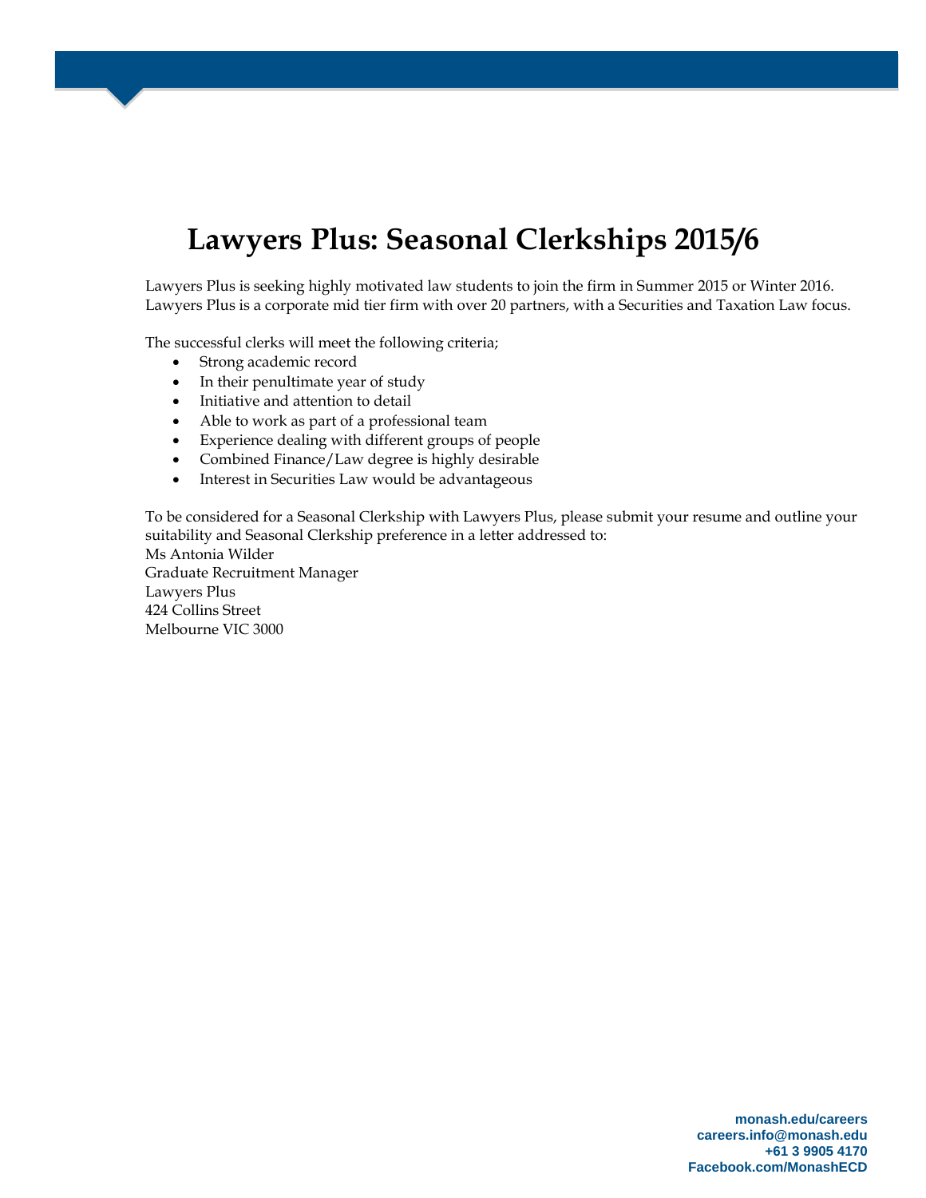# Lawyers Plus: Seasonal Clerkships 2015/6

Lawyers Plus is seeking highly motivated law students to join the firm in Summer 2015 or Winter 2016. Lawyers Plus is a corporate mid tier firm with over 20 partners, with a Securities and Taxation Law focus.

The successful clerks will meet the following criteria;

- Strong academic record
- In their penultimate year of study
- Initiative and attention to detail
- Able to work as part of a professional team
- Experience dealing with different groups of people
- Combined Finance/Law degree is highly desirable
- Interest in Securities Law would be advantageous

To be considered for a Seasonal Clerkship with Lawyers Plus, please submit your resume and outline your suitability and Seasonal Clerkship preference in a letter addressed to:
Ms Antonia Wilder
Graduate Recruitment Manager
Lawyers Plus
424 Collins Street
Melbourne VIC 3000

**monash.edu/careers**
**careers.info@monash.edu**
**+61 3 9905 4170**
**Facebook.com/MonashECD**